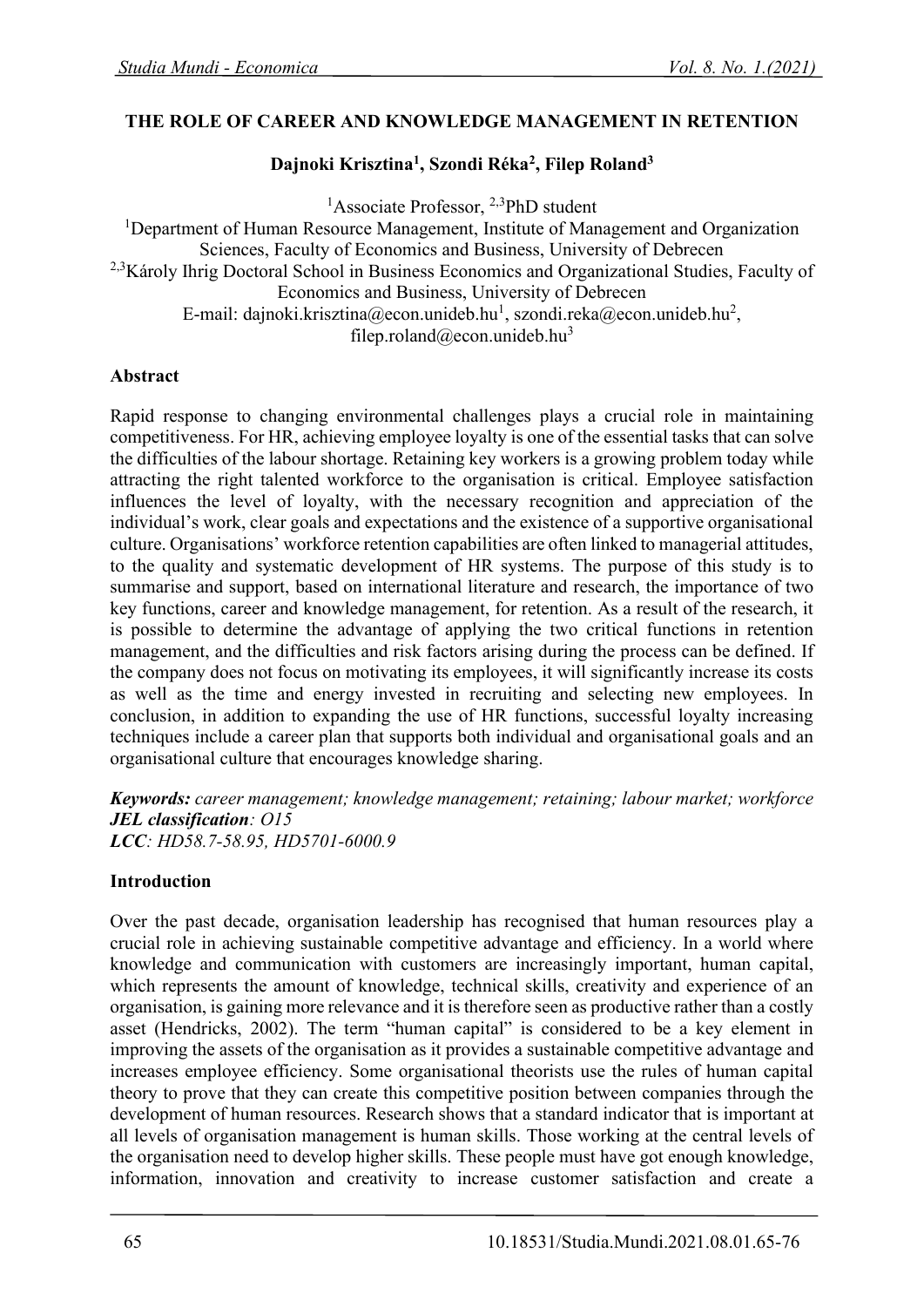# THE ROLE OF CAREER AND KNOWLEDGE MANAGEMENT IN RETENTION

**Dajnoki Krisztina[1], Szondi Réka[2], Filep Roland[3]**

[1]Associate Professor, [2,3]PhD student

[1]Department of Human Resource Management, Institute of Management and Organization Sciences, Faculty of Economics and Business, University of Debrecen

[2,3]Károly Ihrig Doctoral School in Business Economics and Organizational Studies, Faculty of Economics and Business, University of Debrecen

E-mail: dajnoki.krisztina@econ.unideb.hu[1], szondi.reka@econ.unideb.hu[2], filep.roland@econ.unideb.hu[3]

## Abstract

Rapid response to changing environmental challenges plays a crucial role in maintaining competitiveness. For HR, achieving employee loyalty is one of the essential tasks that can solve the difficulties of the labour shortage. Retaining key workers is a growing problem today while attracting the right talented workforce to the organisation is critical. Employee satisfaction influences the level of loyalty, with the necessary recognition and appreciation of the individual's work, clear goals and expectations and the existence of a supportive organisational culture. Organisations' workforce retention capabilities are often linked to managerial attitudes, to the quality and systematic development of HR systems. The purpose of this study is to summarise and support, based on international literature and research, the importance of two key functions, career and knowledge management, for retention. As a result of the research, it is possible to determine the advantage of applying the two critical functions in retention management, and the difficulties and risk factors arising during the process can be defined. If the company does not focus on motivating its employees, it will significantly increase its costs as well as the time and energy invested in recruiting and selecting new employees. In conclusion, in addition to expanding the use of HR functions, successful loyalty increasing techniques include a career plan that supports both individual and organisational goals and an organisational culture that encourages knowledge sharing.

***Keywords:*** *career management; knowledge management; retaining; labour market; workforce*

***JEL classification****: O15*

***LCC****: HD58.7-58.95, HD5701-6000.9*

## Introduction

Over the past decade, organisation leadership has recognised that human resources play a crucial role in achieving sustainable competitive advantage and efficiency. In a world where knowledge and communication with customers are increasingly important, human capital, which represents the amount of knowledge, technical skills, creativity and experience of an organisation, is gaining more relevance and it is therefore seen as productive rather than a costly asset (Hendricks, 2002). The term "human capital" is considered to be a key element in improving the assets of the organisation as it provides a sustainable competitive advantage and increases employee efficiency. Some organisational theorists use the rules of human capital theory to prove that they can create this competitive position between companies through the development of human resources. Research shows that a standard indicator that is important at all levels of organisation management is human skills. Those working at the central levels of the organisation need to develop higher skills. These people must have got enough knowledge, information, innovation and creativity to increase customer satisfaction and create a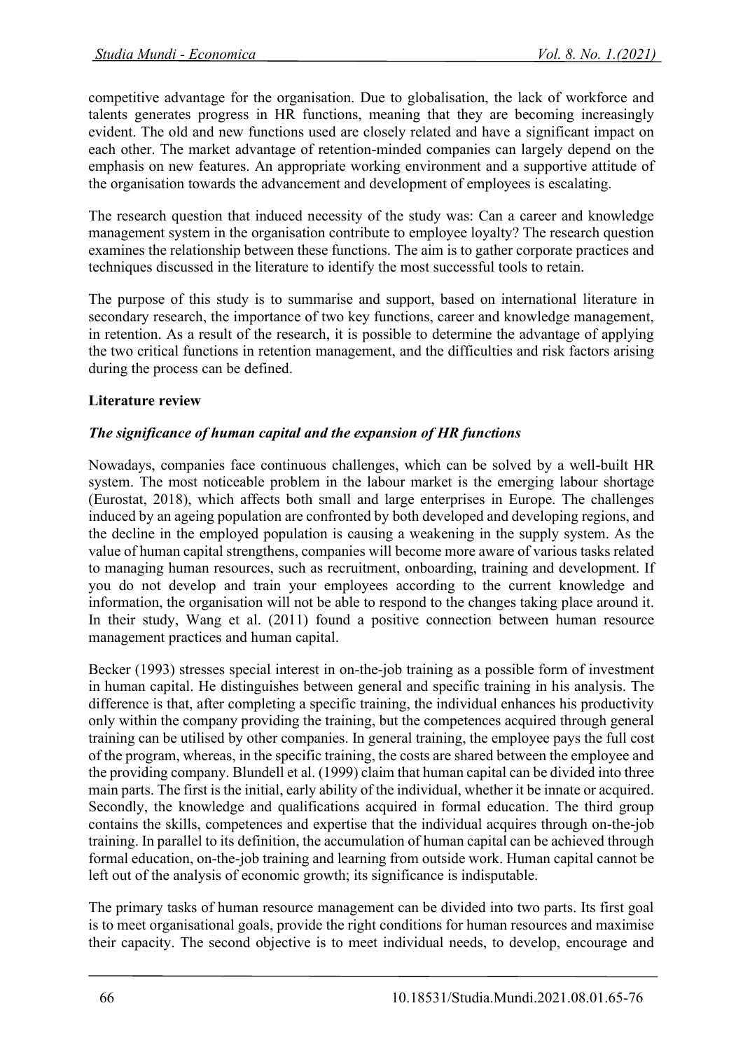competitive advantage for the organisation. Due to globalisation, the lack of workforce and talents generates progress in HR functions, meaning that they are becoming increasingly evident. The old and new functions used are closely related and have a significant impact on each other. The market advantage of retention-minded companies can largely depend on the emphasis on new features. An appropriate working environment and a supportive attitude of the organisation towards the advancement and development of employees is escalating.

The research question that induced necessity of the study was: Can a career and knowledge management system in the organisation contribute to employee loyalty? The research question examines the relationship between these functions. The aim is to gather corporate practices and techniques discussed in the literature to identify the most successful tools to retain.

The purpose of this study is to summarise and support, based on international literature in secondary research, the importance of two key functions, career and knowledge management, in retention. As a result of the research, it is possible to determine the advantage of applying the two critical functions in retention management, and the difficulties and risk factors arising during the process can be defined.

## Literature review

### *The significance of human capital and the expansion of HR functions*

Nowadays, companies face continuous challenges, which can be solved by a well-built HR system. The most noticeable problem in the labour market is the emerging labour shortage (Eurostat, 2018), which affects both small and large enterprises in Europe. The challenges induced by an ageing population are confronted by both developed and developing regions, and the decline in the employed population is causing a weakening in the supply system. As the value of human capital strengthens, companies will become more aware of various tasks related to managing human resources, such as recruitment, onboarding, training and development. If you do not develop and train your employees according to the current knowledge and information, the organisation will not be able to respond to the changes taking place around it. In their study, Wang et al. (2011) found a positive connection between human resource management practices and human capital.

Becker (1993) stresses special interest in on-the-job training as a possible form of investment in human capital. He distinguishes between general and specific training in his analysis. The difference is that, after completing a specific training, the individual enhances his productivity only within the company providing the training, but the competences acquired through general training can be utilised by other companies. In general training, the employee pays the full cost of the program, whereas, in the specific training, the costs are shared between the employee and the providing company. Blundell et al. (1999) claim that human capital can be divided into three main parts. The first is the initial, early ability of the individual, whether it be innate or acquired. Secondly, the knowledge and qualifications acquired in formal education. The third group contains the skills, competences and expertise that the individual acquires through on-the-job training. In parallel to its definition, the accumulation of human capital can be achieved through formal education, on-the-job training and learning from outside work. Human capital cannot be left out of the analysis of economic growth; its significance is indisputable.

The primary tasks of human resource management can be divided into two parts. Its first goal is to meet organisational goals, provide the right conditions for human resources and maximise their capacity. The second objective is to meet individual needs, to develop, encourage and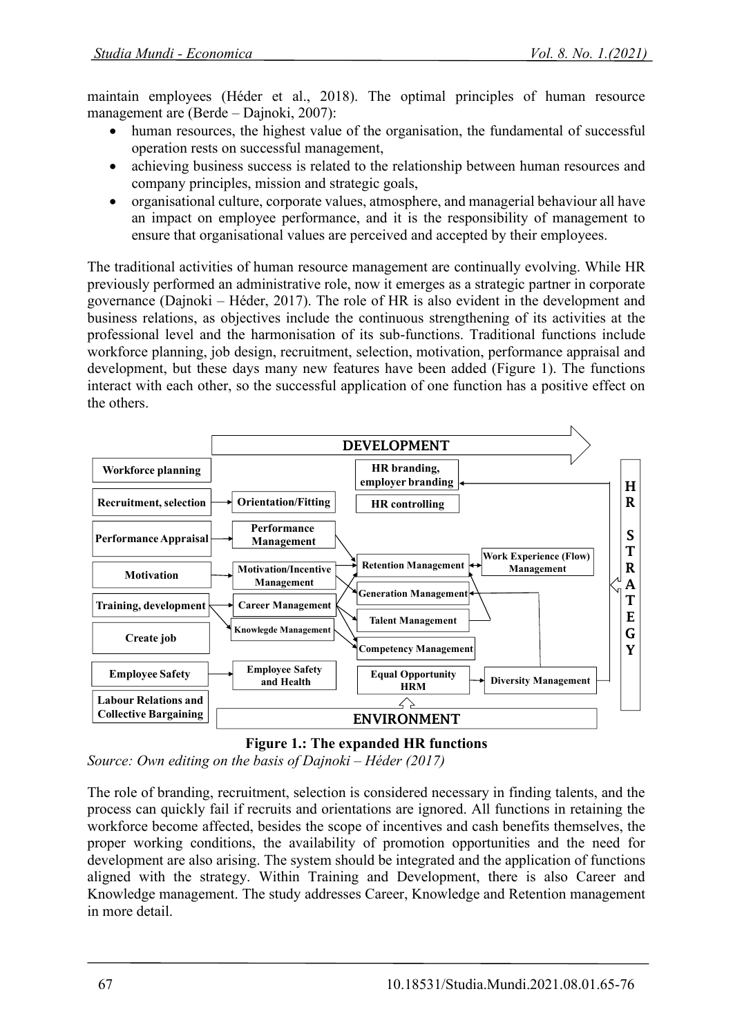maintain employees (Héder et al., 2018). The optimal principles of human resource management are (Berde – Dajnoki, 2007):

- human resources, the highest value of the organisation, the fundamental of successful operation rests on successful management,
- achieving business success is related to the relationship between human resources and company principles, mission and strategic goals,
- organisational culture, corporate values, atmosphere, and managerial behaviour all have an impact on employee performance, and it is the responsibility of management to ensure that organisational values are perceived and accepted by their employees.

The traditional activities of human resource management are continually evolving. While HR previously performed an administrative role, now it emerges as a strategic partner in corporate governance (Dajnoki – Héder, 2017). The role of HR is also evident in the development and business relations, as objectives include the continuous strengthening of its activities at the professional level and the harmonisation of its sub-functions. Traditional functions include workforce planning, job design, recruitment, selection, motivation, performance appraisal and development, but these days many new features have been added (Figure 1). The functions interact with each other, so the successful application of one function has a positive effect on the others.

**Figure 1.: The expanded HR functions**

*Source: Own editing on the basis of Dajnoki – Héder (2017)*

The role of branding, recruitment, selection is considered necessary in finding talents, and the process can quickly fail if recruits and orientations are ignored. All functions in retaining the workforce become affected, besides the scope of incentives and cash benefits themselves, the proper working conditions, the availability of promotion opportunities and the need for development are also arising. The system should be integrated and the application of functions aligned with the strategy. Within Training and Development, there is also Career and Knowledge management. The study addresses Career, Knowledge and Retention management in more detail.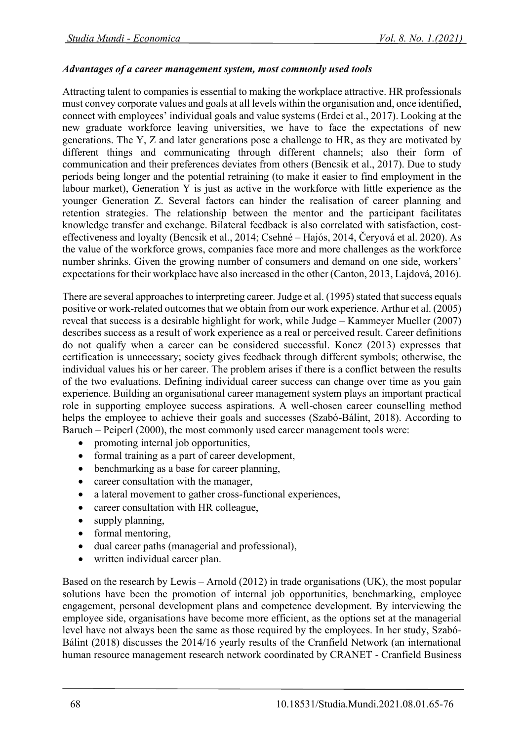### *Advantages of a career management system, most commonly used tools*

Attracting talent to companies is essential to making the workplace attractive. HR professionals must convey corporate values and goals at all levels within the organisation and, once identified, connect with employees' individual goals and value systems (Erdei et al., 2017). Looking at the new graduate workforce leaving universities, we have to face the expectations of new generations. The Y, Z and later generations pose a challenge to HR, as they are motivated by different things and communicating through different channels; also their form of communication and their preferences deviates from others (Bencsik et al., 2017). Due to study periods being longer and the potential retraining (to make it easier to find employment in the labour market), Generation Y is just as active in the workforce with little experience as the younger Generation Z. Several factors can hinder the realisation of career planning and retention strategies. The relationship between the mentor and the participant facilitates knowledge transfer and exchange. Bilateral feedback is also correlated with satisfaction, cost-effectiveness and loyalty (Bencsik et al., 2014; Csehné – Hajós, 2014, Čeryová et al. 2020). As the value of the workforce grows, companies face more and more challenges as the workforce number shrinks. Given the growing number of consumers and demand on one side, workers' expectations for their workplace have also increased in the other (Canton, 2013, Lajdová, 2016).

There are several approaches to interpreting career. Judge et al. (1995) stated that success equals positive or work-related outcomes that we obtain from our work experience. Arthur et al. (2005) reveal that success is a desirable highlight for work, while Judge – Kammeyer Mueller (2007) describes success as a result of work experience as a real or perceived result. Career definitions do not qualify when a career can be considered successful. Koncz (2013) expresses that certification is unnecessary; society gives feedback through different symbols; otherwise, the individual values his or her career. The problem arises if there is a conflict between the results of the two evaluations. Defining individual career success can change over time as you gain experience. Building an organisational career management system plays an important practical role in supporting employee success aspirations. A well-chosen career counselling method helps the employee to achieve their goals and successes (Szabó-Bálint, 2018). According to Baruch – Peiperl (2000), the most commonly used career management tools were:

- promoting internal job opportunities,
- formal training as a part of career development,
- benchmarking as a base for career planning,
- career consultation with the manager,
- a lateral movement to gather cross-functional experiences,
- career consultation with HR colleague,
- supply planning,
- formal mentoring,
- dual career paths (managerial and professional),
- written individual career plan.

Based on the research by Lewis – Arnold (2012) in trade organisations (UK), the most popular solutions have been the promotion of internal job opportunities, benchmarking, employee engagement, personal development plans and competence development. By interviewing the employee side, organisations have become more efficient, as the options set at the managerial level have not always been the same as those required by the employees. In her study, Szabó-Bálint (2018) discusses the 2014/16 yearly results of the Cranfield Network (an international human resource management research network coordinated by CRANET - Cranfield Business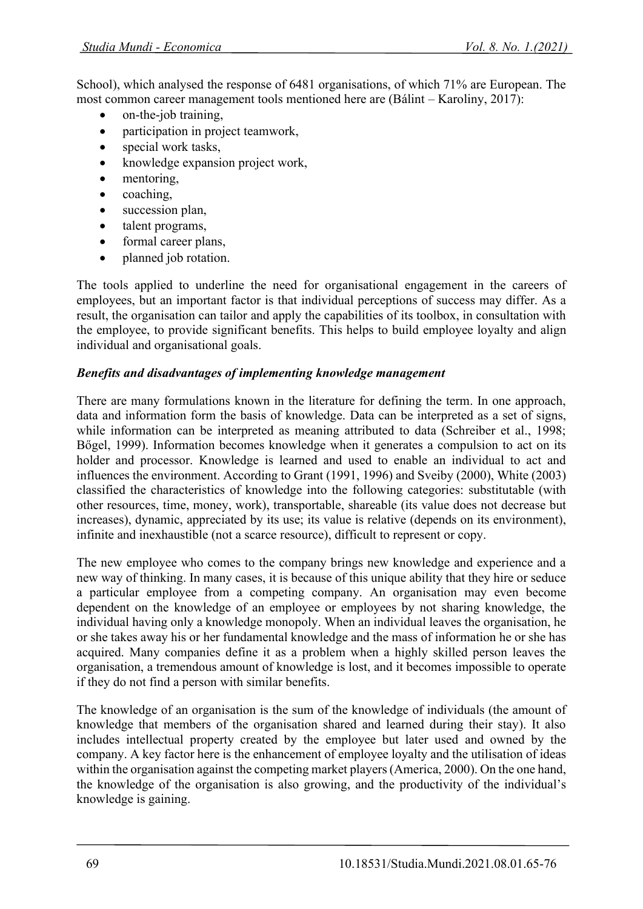School), which analysed the response of 6481 organisations, of which 71% are European. The most common career management tools mentioned here are (Bálint – Karoliny, 2017):

- on-the-job training,
- participation in project teamwork,
- special work tasks,
- knowledge expansion project work,
- mentoring,
- coaching,
- succession plan,
- talent programs,
- formal career plans,
- planned job rotation.

The tools applied to underline the need for organisational engagement in the careers of employees, but an important factor is that individual perceptions of success may differ. As a result, the organisation can tailor and apply the capabilities of its toolbox, in consultation with the employee, to provide significant benefits. This helps to build employee loyalty and align individual and organisational goals.

***Benefits and disadvantages of implementing knowledge management***

There are many formulations known in the literature for defining the term. In one approach, data and information form the basis of knowledge. Data can be interpreted as a set of signs, while information can be interpreted as meaning attributed to data (Schreiber et al., 1998; Bőgel, 1999). Information becomes knowledge when it generates a compulsion to act on its holder and processor. Knowledge is learned and used to enable an individual to act and influences the environment. According to Grant (1991, 1996) and Sveiby (2000), White (2003) classified the characteristics of knowledge into the following categories: substitutable (with other resources, time, money, work), transportable, shareable (its value does not decrease but increases), dynamic, appreciated by its use; its value is relative (depends on its environment), infinite and inexhaustible (not a scarce resource), difficult to represent or copy.

The new employee who comes to the company brings new knowledge and experience and a new way of thinking. In many cases, it is because of this unique ability that they hire or seduce a particular employee from a competing company. An organisation may even become dependent on the knowledge of an employee or employees by not sharing knowledge, the individual having only a knowledge monopoly. When an individual leaves the organisation, he or she takes away his or her fundamental knowledge and the mass of information he or she has acquired. Many companies define it as a problem when a highly skilled person leaves the organisation, a tremendous amount of knowledge is lost, and it becomes impossible to operate if they do not find a person with similar benefits.

The knowledge of an organisation is the sum of the knowledge of individuals (the amount of knowledge that members of the organisation shared and learned during their stay). It also includes intellectual property created by the employee but later used and owned by the company. A key factor here is the enhancement of employee loyalty and the utilisation of ideas within the organisation against the competing market players (America, 2000). On the one hand, the knowledge of the organisation is also growing, and the productivity of the individual's knowledge is gaining.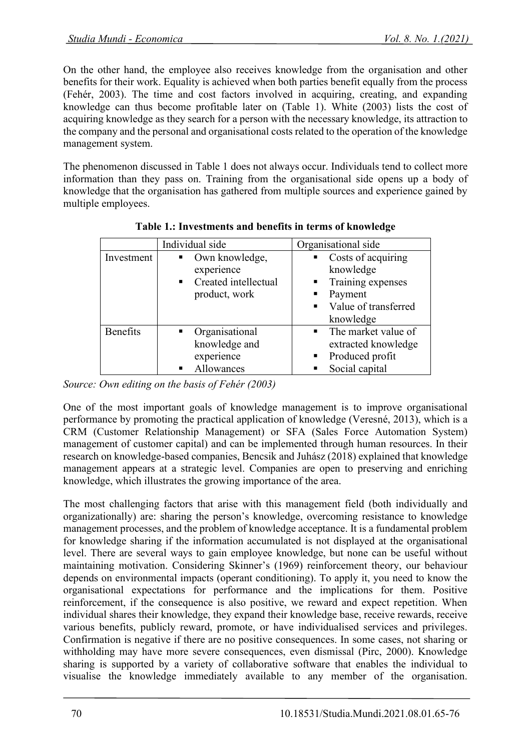On the other hand, the employee also receives knowledge from the organisation and other benefits for their work. Equality is achieved when both parties benefit equally from the process (Fehér, 2003). The time and cost factors involved in acquiring, creating, and expanding knowledge can thus become profitable later on (Table 1). White (2003) lists the cost of acquiring knowledge as they search for a person with the necessary knowledge, its attraction to the company and the personal and organisational costs related to the operation of the knowledge management system.

The phenomenon discussed in Table 1 does not always occur. Individuals tend to collect more information than they pass on. Training from the organisational side opens up a body of knowledge that the organisation has gathered from multiple sources and experience gained by multiple employees.

**Table 1.: Investments and benefits in terms of knowledge**

| | Individual side | Organisational side |
|---|---|---|
| Investment | ▪ Own knowledge, experience<br>▪ Created intellectual product, work | ▪ Costs of acquiring knowledge<br>▪ Training expenses<br>▪ Payment<br>▪ Value of transferred knowledge |
| Benefits | ▪ Organisational knowledge and experience<br>▪ Allowances | ▪ The market value of extracted knowledge<br>▪ Produced profit<br>▪ Social capital |

*Source: Own editing on the basis of Fehér (2003)*

One of the most important goals of knowledge management is to improve organisational performance by promoting the practical application of knowledge (Veresné, 2013), which is a CRM (Customer Relationship Management) or SFA (Sales Force Automation System) management of customer capital) and can be implemented through human resources. In their research on knowledge-based companies, Bencsik and Juhász (2018) explained that knowledge management appears at a strategic level. Companies are open to preserving and enriching knowledge, which illustrates the growing importance of the area.

The most challenging factors that arise with this management field (both individually and organizationally) are: sharing the person's knowledge, overcoming resistance to knowledge management processes, and the problem of knowledge acceptance. It is a fundamental problem for knowledge sharing if the information accumulated is not displayed at the organisational level. There are several ways to gain employee knowledge, but none can be useful without maintaining motivation. Considering Skinner's (1969) reinforcement theory, our behaviour depends on environmental impacts (operant conditioning). To apply it, you need to know the organisational expectations for performance and the implications for them. Positive reinforcement, if the consequence is also positive, we reward and expect repetition. When individual shares their knowledge, they expand their knowledge base, receive rewards, receive various benefits, publicly reward, promote, or have individualised services and privileges. Confirmation is negative if there are no positive consequences. In some cases, not sharing or withholding may have more severe consequences, even dismissal (Pirc, 2000). Knowledge sharing is supported by a variety of collaborative software that enables the individual to visualise the knowledge immediately available to any member of the organisation.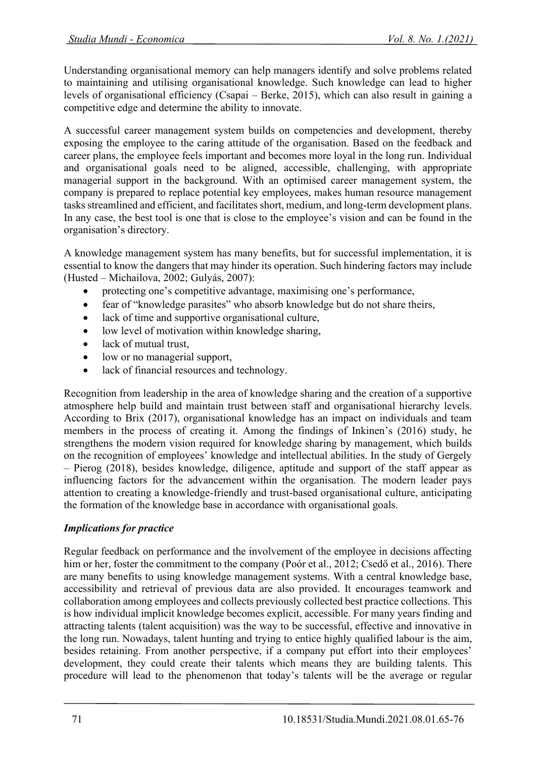Understanding organisational memory can help managers identify and solve problems related to maintaining and utilising organisational knowledge. Such knowledge can lead to higher levels of organisational efficiency (Csapai – Berke, 2015), which can also result in gaining a competitive edge and determine the ability to innovate.

A successful career management system builds on competencies and development, thereby exposing the employee to the caring attitude of the organisation. Based on the feedback and career plans, the employee feels important and becomes more loyal in the long run. Individual and organisational goals need to be aligned, accessible, challenging, with appropriate managerial support in the background. With an optimised career management system, the company is prepared to replace potential key employees, makes human resource management tasks streamlined and efficient, and facilitates short, medium, and long-term development plans. In any case, the best tool is one that is close to the employee's vision and can be found in the organisation's directory.

A knowledge management system has many benefits, but for successful implementation, it is essential to know the dangers that may hinder its operation. Such hindering factors may include (Husted – Michailova, 2002; Gulyás, 2007):

- protecting one's competitive advantage, maximising one's performance,
- fear of "knowledge parasites" who absorb knowledge but do not share theirs,
- lack of time and supportive organisational culture,
- low level of motivation within knowledge sharing,
- lack of mutual trust,
- low or no managerial support,
- lack of financial resources and technology.

Recognition from leadership in the area of knowledge sharing and the creation of a supportive atmosphere help build and maintain trust between staff and organisational hierarchy levels. According to Brix (2017), organisational knowledge has an impact on individuals and team members in the process of creating it. Among the findings of Inkinen's (2016) study, he strengthens the modern vision required for knowledge sharing by management, which builds on the recognition of employees' knowledge and intellectual abilities. In the study of Gergely – Pierog (2018), besides knowledge, diligence, aptitude and support of the staff appear as influencing factors for the advancement within the organisation. The modern leader pays attention to creating a knowledge-friendly and trust-based organisational culture, anticipating the formation of the knowledge base in accordance with organisational goals.

***Implications for practice***

Regular feedback on performance and the involvement of the employee in decisions affecting him or her, foster the commitment to the company (Poór et al., 2012; Csedő et al., 2016). There are many benefits to using knowledge management systems. With a central knowledge base, accessibility and retrieval of previous data are also provided. It encourages teamwork and collaboration among employees and collects previously collected best practice collections. This is how individual implicit knowledge becomes explicit, accessible. For many years finding and attracting talents (talent acquisition) was the way to be successful, effective and innovative in the long run. Nowadays, talent hunting and trying to entice highly qualified labour is the aim, besides retaining. From another perspective, if a company put effort into their employees' development, they could create their talents which means they are building talents. This procedure will lead to the phenomenon that today's talents will be the average or regular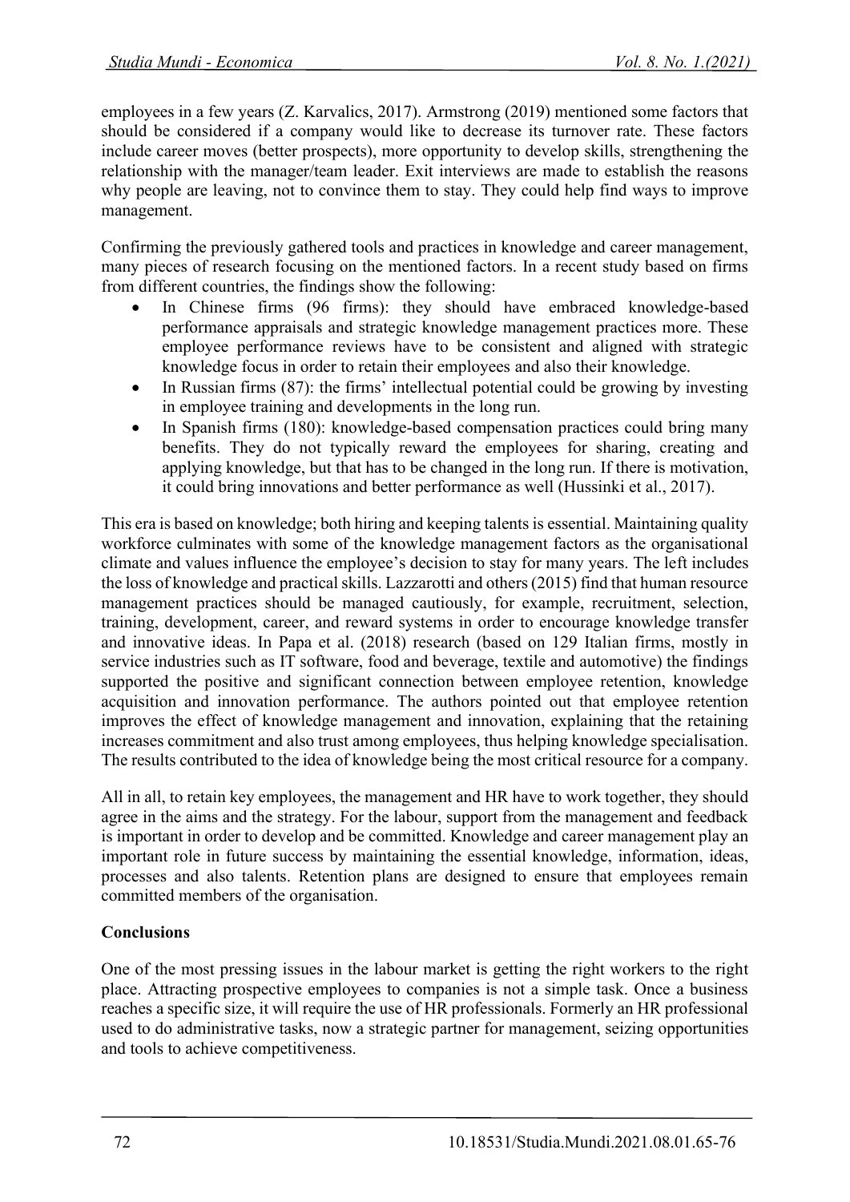employees in a few years (Z. Karvalics, 2017). Armstrong (2019) mentioned some factors that should be considered if a company would like to decrease its turnover rate. These factors include career moves (better prospects), more opportunity to develop skills, strengthening the relationship with the manager/team leader. Exit interviews are made to establish the reasons why people are leaving, not to convince them to stay. They could help find ways to improve management.

Confirming the previously gathered tools and practices in knowledge and career management, many pieces of research focusing on the mentioned factors. In a recent study based on firms from different countries, the findings show the following:

- In Chinese firms (96 firms): they should have embraced knowledge-based performance appraisals and strategic knowledge management practices more. These employee performance reviews have to be consistent and aligned with strategic knowledge focus in order to retain their employees and also their knowledge.
- In Russian firms (87): the firms' intellectual potential could be growing by investing in employee training and developments in the long run.
- In Spanish firms (180): knowledge-based compensation practices could bring many benefits. They do not typically reward the employees for sharing, creating and applying knowledge, but that has to be changed in the long run. If there is motivation, it could bring innovations and better performance as well (Hussinki et al., 2017).

This era is based on knowledge; both hiring and keeping talents is essential. Maintaining quality workforce culminates with some of the knowledge management factors as the organisational climate and values influence the employee's decision to stay for many years. The left includes the loss of knowledge and practical skills. Lazzarotti and others (2015) find that human resource management practices should be managed cautiously, for example, recruitment, selection, training, development, career, and reward systems in order to encourage knowledge transfer and innovative ideas. In Papa et al. (2018) research (based on 129 Italian firms, mostly in service industries such as IT software, food and beverage, textile and automotive) the findings supported the positive and significant connection between employee retention, knowledge acquisition and innovation performance. The authors pointed out that employee retention improves the effect of knowledge management and innovation, explaining that the retaining increases commitment and also trust among employees, thus helping knowledge specialisation. The results contributed to the idea of knowledge being the most critical resource for a company.

All in all, to retain key employees, the management and HR have to work together, they should agree in the aims and the strategy. For the labour, support from the management and feedback is important in order to develop and be committed. Knowledge and career management play an important role in future success by maintaining the essential knowledge, information, ideas, processes and also talents. Retention plans are designed to ensure that employees remain committed members of the organisation.

## Conclusions

One of the most pressing issues in the labour market is getting the right workers to the right place. Attracting prospective employees to companies is not a simple task. Once a business reaches a specific size, it will require the use of HR professionals. Formerly an HR professional used to do administrative tasks, now a strategic partner for management, seizing opportunities and tools to achieve competitiveness.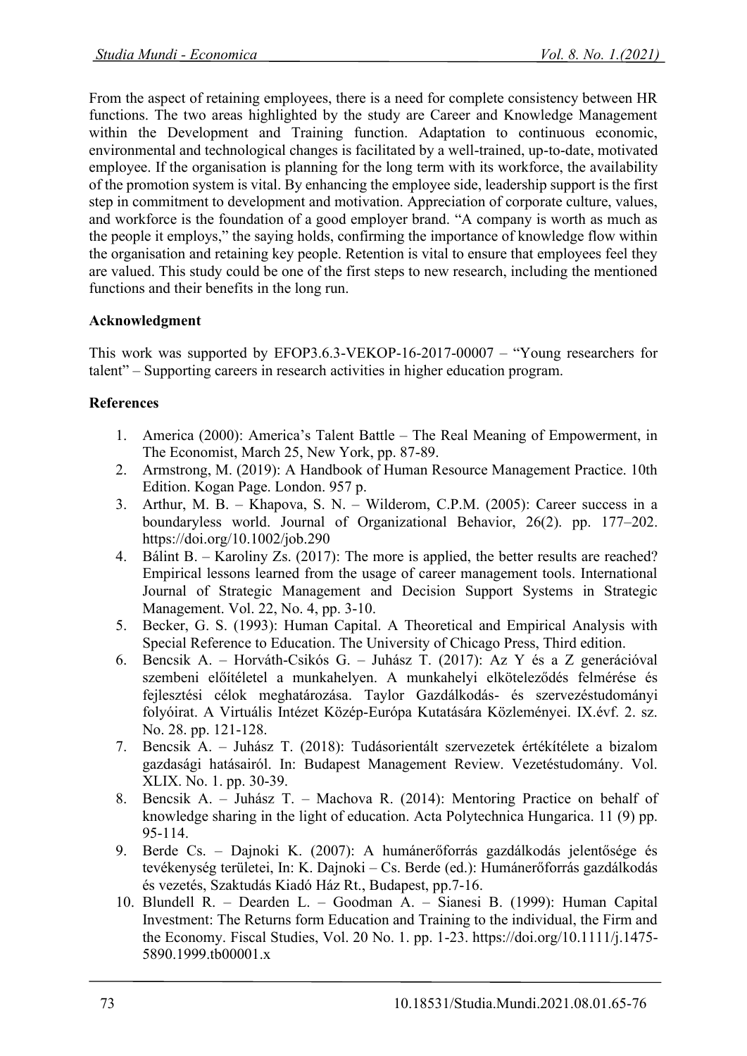From the aspect of retaining employees, there is a need for complete consistency between HR functions. The two areas highlighted by the study are Career and Knowledge Management within the Development and Training function. Adaptation to continuous economic, environmental and technological changes is facilitated by a well-trained, up-to-date, motivated employee. If the organisation is planning for the long term with its workforce, the availability of the promotion system is vital. By enhancing the employee side, leadership support is the first step in commitment to development and motivation. Appreciation of corporate culture, values, and workforce is the foundation of a good employer brand. "A company is worth as much as the people it employs," the saying holds, confirming the importance of knowledge flow within the organisation and retaining key people. Retention is vital to ensure that employees feel they are valued. This study could be one of the first steps to new research, including the mentioned functions and their benefits in the long run.

**Acknowledgment**

This work was supported by EFOP3.6.3-VEKOP-16-2017-00007 – "Young researchers for talent" – Supporting careers in research activities in higher education program.

**References**

1. America (2000): America's Talent Battle – The Real Meaning of Empowerment, in The Economist, March 25, New York, pp. 87-89.
2. Armstrong, M. (2019): A Handbook of Human Resource Management Practice. 10th Edition. Kogan Page. London. 957 p.
3. Arthur, M. B. – Khapova, S. N. – Wilderom, C.P.M. (2005): Career success in a boundaryless world. Journal of Organizational Behavior, 26(2). pp. 177–202. https://doi.org/10.1002/job.290
4. Bálint B. – Karoliny Zs. (2017): The more is applied, the better results are reached? Empirical lessons learned from the usage of career management tools. International Journal of Strategic Management and Decision Support Systems in Strategic Management. Vol. 22, No. 4, pp. 3-10.
5. Becker, G. S. (1993): Human Capital. A Theoretical and Empirical Analysis with Special Reference to Education. The University of Chicago Press, Third edition.
6. Bencsik A. – Horváth-Csikós G. – Juhász T. (2017): Az Y és a Z generációval szembeni előítéletel a munkahelyen. A munkahelyi elköteleződés felmérése és fejlesztési célok meghatározása. Taylor Gazdálkodás- és szervezéstudományi folyóirat. A Virtuális Intézet Közép-Európa Kutatására Közleményei. IX.évf. 2. sz. No. 28. pp. 121-128.
7. Bencsik A. – Juhász T. (2018): Tudásorientált szervezetek értékítélete a bizalom gazdasági hatásairól. In: Budapest Management Review. Vezetéstudomány. Vol. XLIX. No. 1. pp. 30-39.
8. Bencsik A. – Juhász T. – Machova R. (2014): Mentoring Practice on behalf of knowledge sharing in the light of education. Acta Polytechnica Hungarica. 11 (9) pp. 95-114.
9. Berde Cs. – Dajnoki K. (2007): A humánerőforrás gazdálkodás jelentősége és tevékenység területei, In: K. Dajnoki – Cs. Berde (ed.): Humánerőforrás gazdálkodás és vezetés, Szaktudás Kiadó Ház Rt., Budapest, pp.7-16.
10. Blundell R. – Dearden L. – Goodman A. – Sianesi B. (1999): Human Capital Investment: The Returns form Education and Training to the individual, the Firm and the Economy. Fiscal Studies, Vol. 20 No. 1. pp. 1-23. https://doi.org/10.1111/j.1475-5890.1999.tb00001.x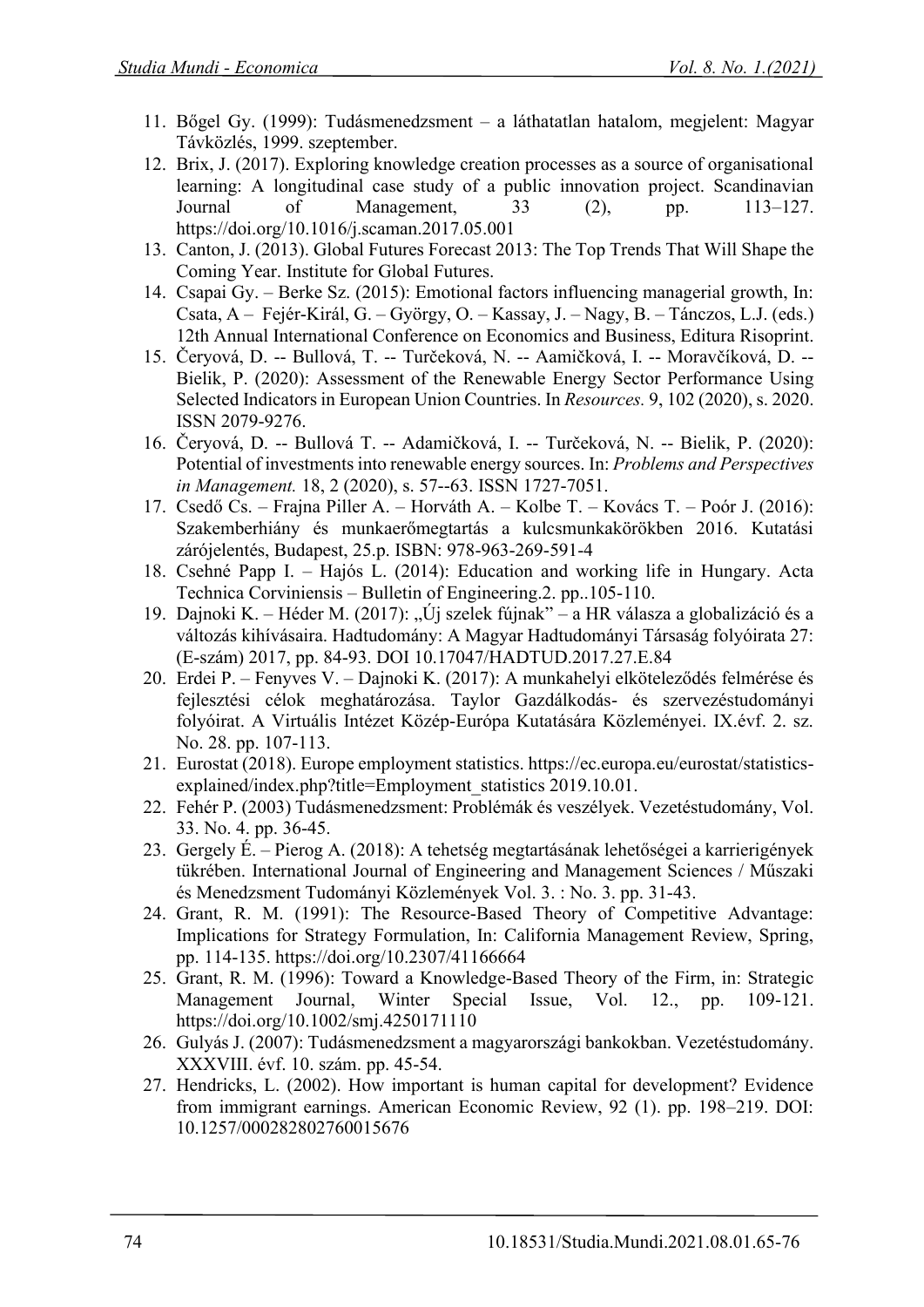11. Bőgel Gy. (1999): Tudásmenedzsment – a láthatatlan hatalom, megjelent: Magyar Távközlés, 1999. szeptember.
12. Brix, J. (2017). Exploring knowledge creation processes as a source of organisational learning: A longitudinal case study of a public innovation project. Scandinavian Journal of Management, 33 (2), pp. 113–127. https://doi.org/10.1016/j.scaman.2017.05.001
13. Canton, J. (2013). Global Futures Forecast 2013: The Top Trends That Will Shape the Coming Year. Institute for Global Futures.
14. Csapai Gy. – Berke Sz. (2015): Emotional factors influencing managerial growth, In: Csata, A – Fejér-Királ, G. – György, O. – Kassay, J. – Nagy, B. – Tánczos, L.J. (eds.) 12th Annual International Conference on Economics and Business, Editura Risoprint.
15. Čeryová, D. -- Bullová, T. -- Turčeková, N. -- Aamičková, I. -- Moravčíková, D. -- Bielik, P. (2020): Assessment of the Renewable Energy Sector Performance Using Selected Indicators in European Union Countries. In *Resources.* 9, 102 (2020), s. 2020. ISSN 2079-9276.
16. Čeryová, D. -- Bullová T. -- Adamičková, I. -- Turčeková, N. -- Bielik, P. (2020): Potential of investments into renewable energy sources. In: *Problems and Perspectives in Management.* 18, 2 (2020), s. 57--63. ISSN 1727-7051.
17. Csedő Cs. – Frajna Piller A. – Horváth A. – Kolbe T. – Kovács T. – Poór J. (2016): Szakemberhiány és munkaerőmegtartás a kulcsmunkakörökben 2016. Kutatási zárójelentés, Budapest, 25.p. ISBN: 978-963-269-591-4
18. Csehné Papp I. – Hajós L. (2014): Education and working life in Hungary. Acta Technica Corviniensis – Bulletin of Engineering.2. pp..105-110.
19. Dajnoki K. – Héder M. (2017): „Új szelek fújnak" – a HR válasza a globalizáció és a változás kihívásaira. Hadtudomány: A Magyar Hadtudományi Társaság folyóirata 27: (E-szám) 2017, pp. 84-93. DOI 10.17047/HADTUD.2017.27.E.84
20. Erdei P. – Fenyves V. – Dajnoki K. (2017): A munkahelyi elköteleződés felmérése és fejlesztési célok meghatározása. Taylor Gazdálkodás- és szervezéstudományi folyóirat. A Virtuális Intézet Közép-Európa Kutatására Közleményei. IX.évf. 2. sz. No. 28. pp. 107-113.
21. Eurostat (2018). Europe employment statistics. https://ec.europa.eu/eurostat/statistics-explained/index.php?title=Employment_statistics 2019.10.01.
22. Fehér P. (2003) Tudásmenedzsment: Problémák és veszélyek. Vezetéstudomány, Vol. 33. No. 4. pp. 36-45.
23. Gergely É. – Pierog A. (2018): A tehetség megtartásának lehetőségei a karrierigények tükrében. International Journal of Engineering and Management Sciences / Műszaki és Menedzsment Tudományi Közlemények Vol. 3. : No. 3. pp. 31-43.
24. Grant, R. M. (1991): The Resource-Based Theory of Competitive Advantage: Implications for Strategy Formulation, In: California Management Review, Spring, pp. 114-135. https://doi.org/10.2307/41166664
25. Grant, R. M. (1996): Toward a Knowledge-Based Theory of the Firm, in: Strategic Management Journal, Winter Special Issue, Vol. 12., pp. 109-121. https://doi.org/10.1002/smj.4250171110
26. Gulyás J. (2007): Tudásmenedzsment a magyarországi bankokban. Vezetéstudomány. XXXVIII. évf. 10. szám. pp. 45-54.
27. Hendricks, L. (2002). How important is human capital for development? Evidence from immigrant earnings. American Economic Review, 92 (1). pp. 198–219. DOI: 10.1257/000282802760015676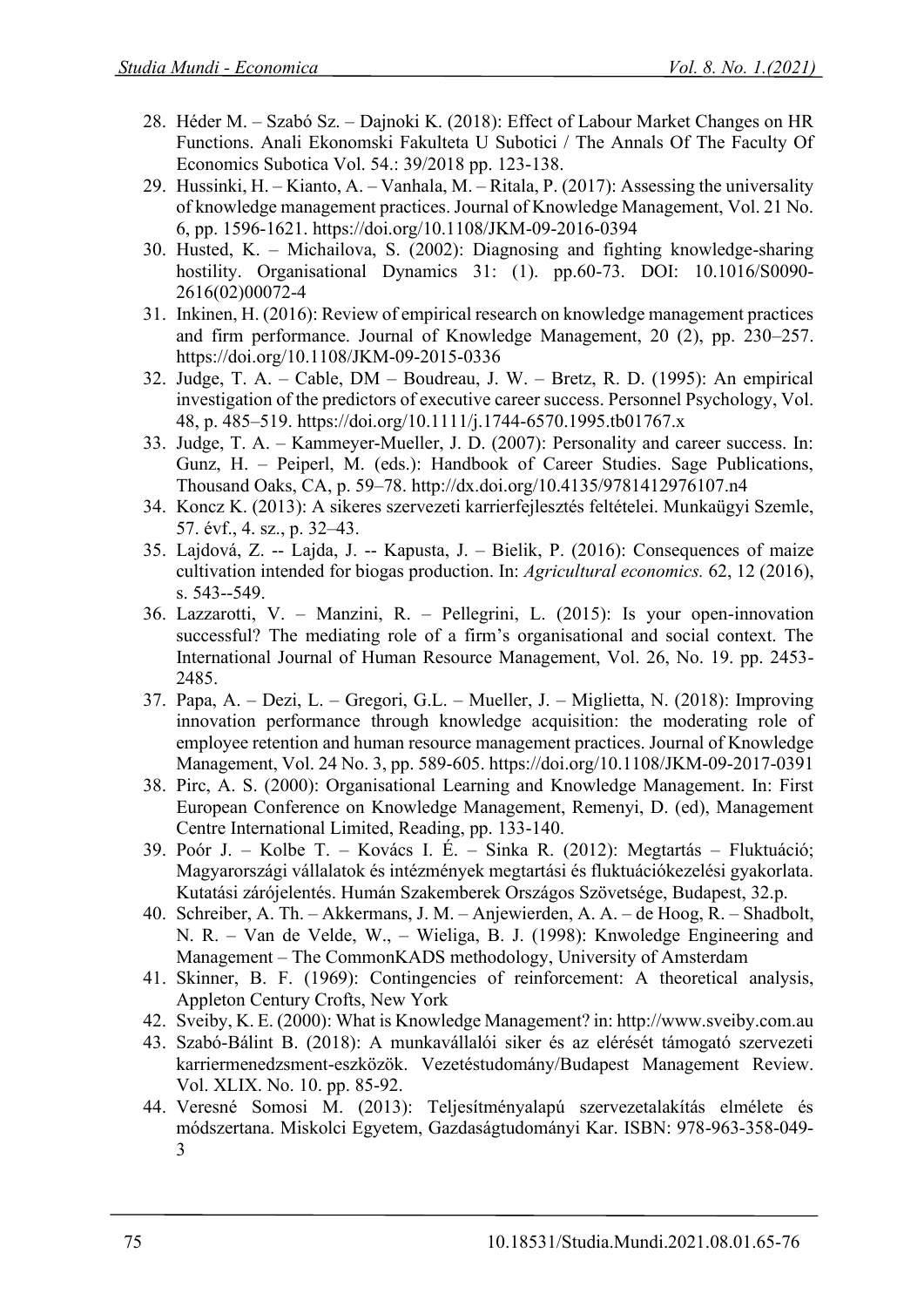28. Héder M. – Szabó Sz. – Dajnoki K. (2018): Effect of Labour Market Changes on HR Functions. Anali Ekonomski Fakulteta U Subotici / The Annals Of The Faculty Of Economics Subotica Vol. 54.: 39/2018 pp. 123-138.
29. Hussinki, H. – Kianto, A. – Vanhala, M. – Ritala, P. (2017): Assessing the universality of knowledge management practices. Journal of Knowledge Management, Vol. 21 No. 6, pp. 1596-1621. https://doi.org/10.1108/JKM-09-2016-0394
30. Husted, K. – Michailova, S. (2002): Diagnosing and fighting knowledge-sharing hostility. Organisational Dynamics 31: (1). pp.60-73. DOI: 10.1016/S0090-2616(02)00072-4
31. Inkinen, H. (2016): Review of empirical research on knowledge management practices and firm performance. Journal of Knowledge Management, 20 (2), pp. 230–257. https://doi.org/10.1108/JKM-09-2015-0336
32. Judge, T. A. – Cable, DM – Boudreau, J. W. – Bretz, R. D. (1995): An empirical investigation of the predictors of executive career success. Personnel Psychology, Vol. 48, p. 485–519. https://doi.org/10.1111/j.1744-6570.1995.tb01767.x
33. Judge, T. A. – Kammeyer-Mueller, J. D. (2007): Personality and career success. In: Gunz, H. – Peiperl, M. (eds.): Handbook of Career Studies. Sage Publications, Thousand Oaks, CA, p. 59–78. http://dx.doi.org/10.4135/9781412976107.n4
34. Koncz K. (2013): A sikeres szervezeti karrierfejlesztés feltételei. Munkaügyi Szemle, 57. évf., 4. sz., p. 32–43.
35. Lajdová, Z. -- Lajda, J. -- Kapusta, J. – Bielik, P. (2016): Consequences of maize cultivation intended for biogas production. In: *Agricultural economics.* 62, 12 (2016), s. 543--549.
36. Lazzarotti, V. – Manzini, R. – Pellegrini, L. (2015): Is your open-innovation successful? The mediating role of a firm's organisational and social context. The International Journal of Human Resource Management, Vol. 26, No. 19. pp. 2453-2485.
37. Papa, A. – Dezi, L. – Gregori, G.L. – Mueller, J. – Miglietta, N. (2018): Improving innovation performance through knowledge acquisition: the moderating role of employee retention and human resource management practices. Journal of Knowledge Management, Vol. 24 No. 3, pp. 589-605. https://doi.org/10.1108/JKM-09-2017-0391
38. Pirc, A. S. (2000): Organisational Learning and Knowledge Management. In: First European Conference on Knowledge Management, Remenyi, D. (ed), Management Centre International Limited, Reading, pp. 133-140.
39. Poór J. – Kolbe T. – Kovács I. É. – Sinka R. (2012): Megtartás – Fluktuáció; Magyarországi vállalatok és intézmények megtartási és fluktuációkezelési gyakorlata. Kutatási zárójelentés. Humán Szakemberek Országos Szövetsége, Budapest, 32.p.
40. Schreiber, A. Th. – Akkermans, J. M. – Anjewierden, A. A. – de Hoog, R. – Shadbolt, N. R. – Van de Velde, W., – Wieliga, B. J. (1998): Knwoledge Engineering and Management – The CommonKADS methodology, University of Amsterdam
41. Skinner, B. F. (1969): Contingencies of reinforcement: A theoretical analysis, Appleton Century Crofts, New York
42. Sveiby, K. E. (2000): What is Knowledge Management? in: http://www.sveiby.com.au
43. Szabó-Bálint B. (2018): A munkavállalói siker és az elérését támogató szervezeti karriermenedzsment-eszközök. Vezetéstudomány/Budapest Management Review. Vol. XLIX. No. 10. pp. 85-92.
44. Veresné Somosi M. (2013): Teljesítményalapú szervezetalakítás elmélete és módszertana. Miskolci Egyetem, Gazdaságtudományi Kar. ISBN: 978-963-358-049-3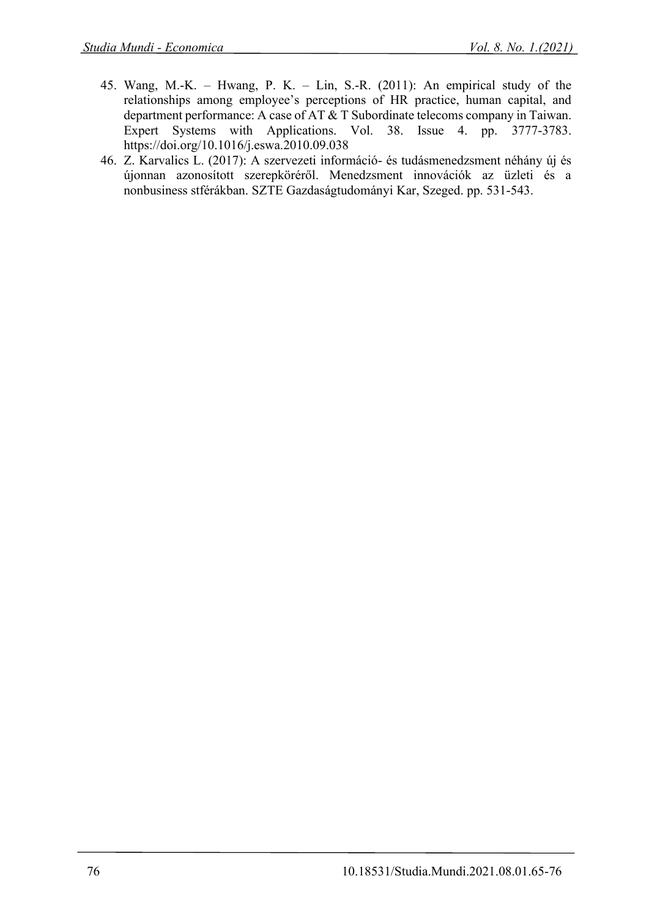45. Wang, M.-K. – Hwang, P. K. – Lin, S.-R. (2011): An empirical study of the relationships among employee's perceptions of HR practice, human capital, and department performance: A case of AT & T Subordinate telecoms company in Taiwan. Expert Systems with Applications. Vol. 38. Issue 4. pp. 3777-3783. https://doi.org/10.1016/j.eswa.2010.09.038
46. Z. Karvalics L. (2017): A szervezeti információ- és tudásmenedzsment néhány új és újonnan azonosított szerepköréről. Menedzsment innovációk az üzleti és a nonbusiness stférákban. SZTE Gazdaságtudományi Kar, Szeged. pp. 531-543.